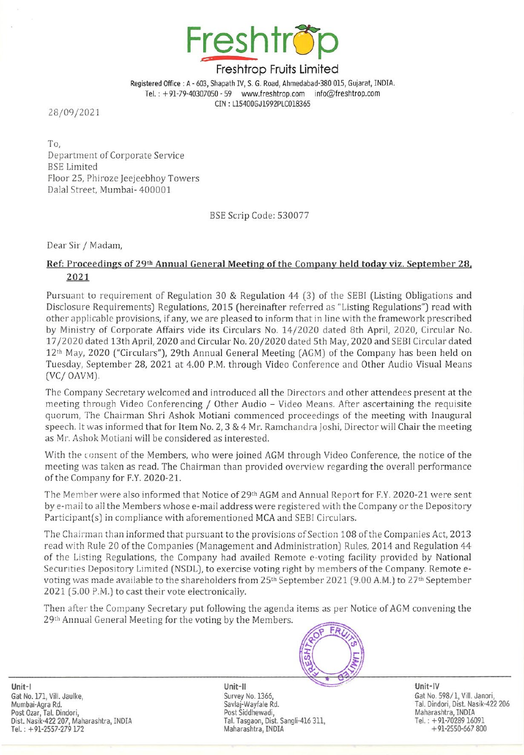# Freshtrop

## Freshtrop Fruits Limited

Registered Office : A - 603, Shapath IV, S. G. Road, Ahmedabad-380 015, Gujarat, INDIA.
Tel. : +91-79-40307050 - 59 www.freshtrop.com info@freshtrop.com
CIN : L15400GJ1992PLC018365

28/09/2021

To,
Department of Corporate Service
BSE Limited
Floor 25, Phiroze Jeejeebhoy Towers
Dalal Street, Mumbai- 400001

BSE Scrip Code: 530077

Dear Sir / Madam,

**Ref: Proceedings of 29th Annual General Meeting of the Company held today viz. September 28, 2021**

Pursuant to requirement of Regulation 30 & Regulation 44 (3) of the SEBI (Listing Obligations and Disclosure Requirements) Regulations, 2015 (hereinafter referred as "Listing Regulations") read with other applicable provisions, if any, we are pleased to inform that in line with the framework prescribed by Ministry of Corporate Affairs vide its Circulars No. 14/2020 dated 8th April, 2020, Circular No. 17/2020 dated 13th April, 2020 and Circular No. 20/2020 dated 5th May, 2020 and SEBI Circular dated 12th May, 2020 ("Circulars"), 29th Annual General Meeting (AGM) of the Company has been held on Tuesday, September 28, 2021 at 4.00 P.M. through Video Conference and Other Audio Visual Means (VC/ OAVM).

The Company Secretary welcomed and introduced all the Directors and other attendees present at the meeting through Video Conferencing / Other Audio – Video Means. After ascertaining the requisite quorum, The Chairman Shri Ashok Motiani commenced proceedings of the meeting with Inaugural speech. It was informed that for Item No. 2, 3 & 4 Mr. Ramchandra Joshi, Director will Chair the meeting as Mr. Ashok Motiani will be considered as interested.

With the consent of the Members, who were joined AGM through Video Conference, the notice of the meeting was taken as read. The Chairman than provided overview regarding the overall performance of the Company for F.Y. 2020-21.

The Member were also informed that Notice of 29th AGM and Annual Report for F.Y. 2020-21 were sent by e-mail to all the Members whose e-mail address were registered with the Company or the Depository Participant(s) in compliance with aforementioned MCA and SEBI Circulars.

The Chairman than informed that pursuant to the provisions of Section 108 of the Companies Act, 2013 read with Rule 20 of the Companies (Management and Administration) Rules, 2014 and Regulation 44 of the Listing Regulations, the Company had availed Remote e-voting facility provided by National Securities Depository Limited (NSDL), to exercise voting right by members of the Company. Remote e-voting was made available to the shareholders from 25th September 2021 (9.00 A.M.) to 27th September 2021 (5.00 P.M.) to cast their vote electronically.

Then after the Company Secretary put following the agenda items as per Notice of AGM convening the 29th Annual General Meeting for the voting by the Members.

**Unit-I**
Gat No. 171, Vill. Jaulke,
Mumbai-Agra Rd.
Post Ozar, Tal. Dindori,
Dist. Nasik-422 207, Maharashtra, INDIA
Tel. : +91-2557-279 172

**Unit-II**
Survey No. 1366,
Savlaj-Wayfale Rd.
Post Siddhewadi,
Tal. Tasgaon, Dist. Sangli-416 311,
Maharashtra, INDIA

**Unit-IV**
Gat No. 598/1, Vill. Janori,
Tal. Dindori, Dist. Nasik-422 206
Maharashtra, INDIA
Tel. : +91-70289 16091
+91-2550-667 800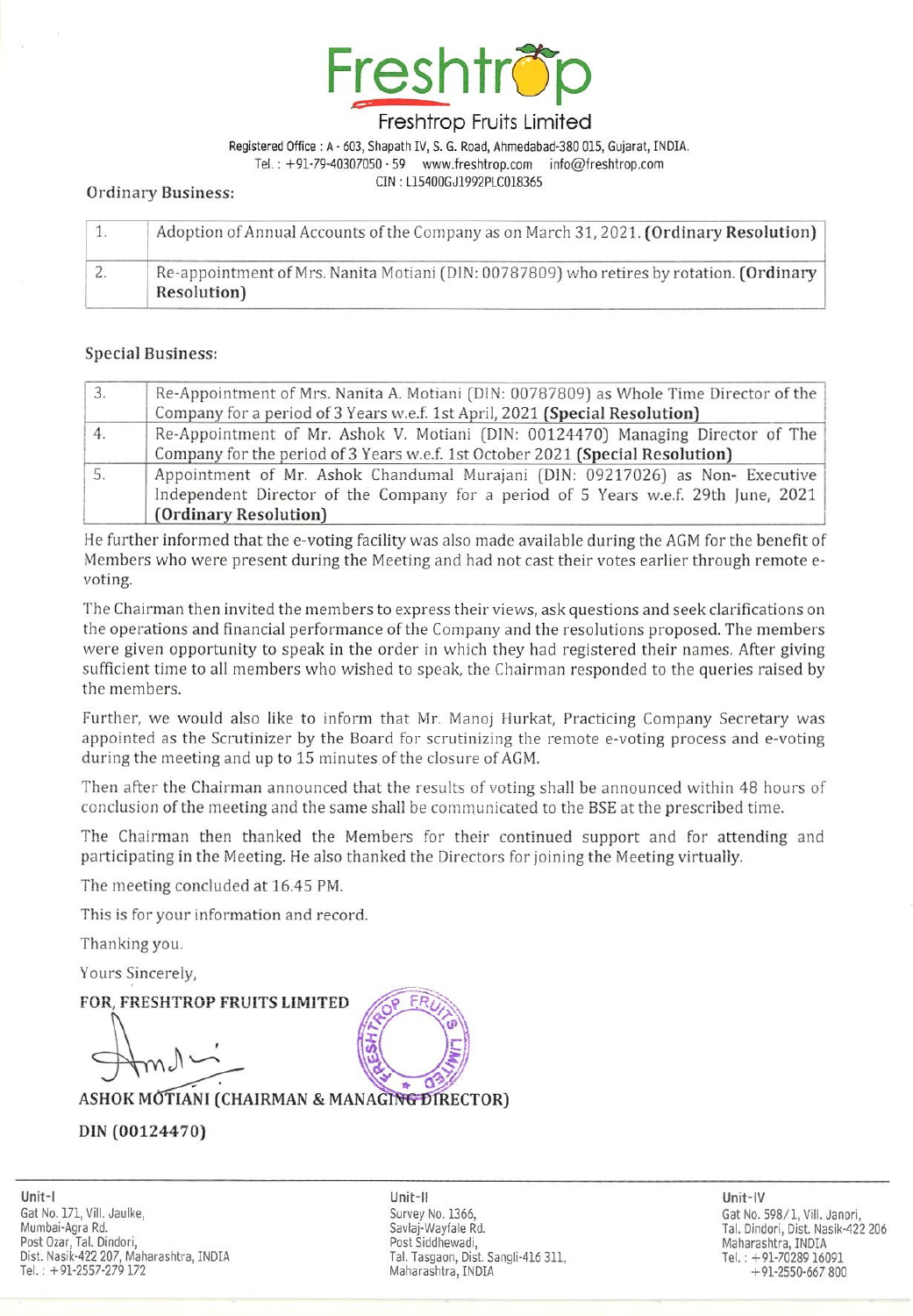# Freshtrop

## Freshtrop Fruits Limited

Registered Office : A - 603, Shapath IV, S. G. Road, Ahmedabad-380 015, Gujarat, INDIA.
Tel. : +91-79-40307050 - 59 www.freshtrop.com info@freshtrop.com
CIN : L15400GJ1992PLC018365

**Ordinary Business:**

| | |
|---|---|
| 1. | Adoption of Annual Accounts of the Company as on March 31, 2021. **(Ordinary Resolution)** |
| 2. | Re-appointment of Mrs. Nanita Motiani (DIN: 00787809) who retires by rotation. **(Ordinary Resolution)** |

**Special Business:**

| | |
|---|---|
| 3. | Re-Appointment of Mrs. Nanita A. Motiani (DIN: 00787809) as Whole Time Director of the Company for a period of 3 Years w.e.f. 1st April, 2021 **(Special Resolution)** |
| 4. | Re-Appointment of Mr. Ashok V. Motiani (DIN: 00124470) Managing Director of The Company for the period of 3 Years w.e.f. 1st October 2021 **(Special Resolution)** |
| 5. | Appointment of Mr. Ashok Chandumal Murajani (DIN: 09217026) as Non- Executive Independent Director of the Company for a period of 5 Years w.e.f. 29th June, 2021 **(Ordinary Resolution)** |

He further informed that the e-voting facility was also made available during the AGM for the benefit of Members who were present during the Meeting and had not cast their votes earlier through remote e-voting.

The Chairman then invited the members to express their views, ask questions and seek clarifications on the operations and financial performance of the Company and the resolutions proposed. The members were given opportunity to speak in the order in which they had registered their names. After giving sufficient time to all members who wished to speak, the Chairman responded to the queries raised by the members.

Further, we would also like to inform that Mr. Manoj Hurkat, Practicing Company Secretary was appointed as the Scrutinizer by the Board for scrutinizing the remote e-voting process and e-voting during the meeting and up to 15 minutes of the closure of AGM.

Then after the Chairman announced that the results of voting shall be announced within 48 hours of conclusion of the meeting and the same shall be communicated to the BSE at the prescribed time.

The Chairman then thanked the Members for their continued support and for attending and participating in the Meeting. He also thanked the Directors for joining the Meeting virtually.

The meeting concluded at 16.45 PM.

This is for your information and record.

Thanking you.

Yours Sincerely,

**FOR, FRESHTROP FRUITS LIMITED**

**ASHOK MOTIANI (CHAIRMAN & MANAGING DIRECTOR)**

**DIN (00124470)**

Unit-I
Gat No. 171, Vill. Jaulke,
Mumbai-Agra Rd.
Post Ozar, Tal. Dindori,
Dist. Nasik-422 207, Maharashtra, INDIA
Tel. : +91-2557-279 172

Unit-II
Survey No. 1366,
Savlaj-Wayfale Rd.
Post Siddhewadi,
Tal. Tasgaon, Dist. Sangli-416 311,
Maharashtra, INDIA

Unit-IV
Gat No. 598/1, Vill. Janori,
Tal. Dindori, Dist. Nasik-422 206
Maharashtra, INDIA
Tel. : +91-70289 16091
+91-2550-667 800